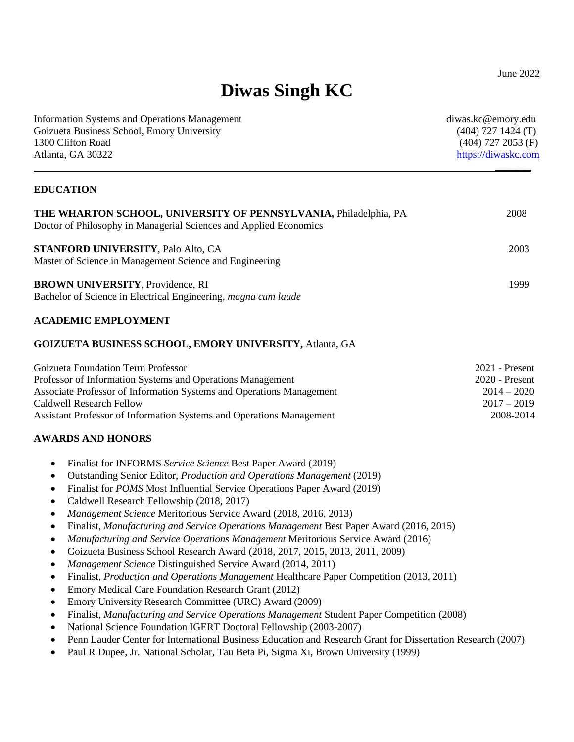June 2022

# Diwas Singh KC

Information Systems and Operations Management
Goizueta Business School, Emory University
1300 Clifton Road
Atlanta, GA 30322

diwas.kc@emory.edu
(404) 727 1424 (T)
(404) 727 2053 (F)
https://diwaskc.com

## EDUCATION

**THE WHARTON SCHOOL, UNIVERSITY OF PENNSYLVANIA,** Philadelphia, PA — 2008
Doctor of Philosophy in Managerial Sciences and Applied Economics

**STANFORD UNIVERSITY**, Palo Alto, CA — 2003
Master of Science in Management Science and Engineering

**BROWN UNIVERSITY**, Providence, RI — 1999
Bachelor of Science in Electrical Engineering, *magna cum laude*

## ACADEMIC EMPLOYMENT

### GOIZUETA BUSINESS SCHOOL, EMORY UNIVERSITY, Atlanta, GA

Goizueta Foundation Term Professor — 2021 - Present
Professor of Information Systems and Operations Management — 2020 - Present
Associate Professor of Information Systems and Operations Management — 2014 – 2020
Caldwell Research Fellow — 2017 – 2019
Assistant Professor of Information Systems and Operations Management — 2008-2014

## AWARDS AND HONORS

- Finalist for INFORMS *Service Science* Best Paper Award (2019)
- Outstanding Senior Editor, *Production and Operations Management* (2019)
- Finalist for *POMS* Most Influential Service Operations Paper Award (2019)
- Caldwell Research Fellowship (2018, 2017)
- *Management Science* Meritorious Service Award (2018, 2016, 2013)
- Finalist, *Manufacturing and Service Operations Management* Best Paper Award (2016, 2015)
- *Manufacturing and Service Operations Management* Meritorious Service Award (2016)
- Goizueta Business School Research Award (2018, 2017, 2015, 2013, 2011, 2009)
- *Management Science* Distinguished Service Award (2014, 2011)
- Finalist, *Production and Operations Management* Healthcare Paper Competition (2013, 2011)
- Emory Medical Care Foundation Research Grant (2012)
- Emory University Research Committee (URC) Award (2009)
- Finalist, *Manufacturing and Service Operations Management* Student Paper Competition (2008)
- National Science Foundation IGERT Doctoral Fellowship (2003-2007)
- Penn Lauder Center for International Business Education and Research Grant for Dissertation Research (2007)
- Paul R Dupee, Jr. National Scholar, Tau Beta Pi, Sigma Xi, Brown University (1999)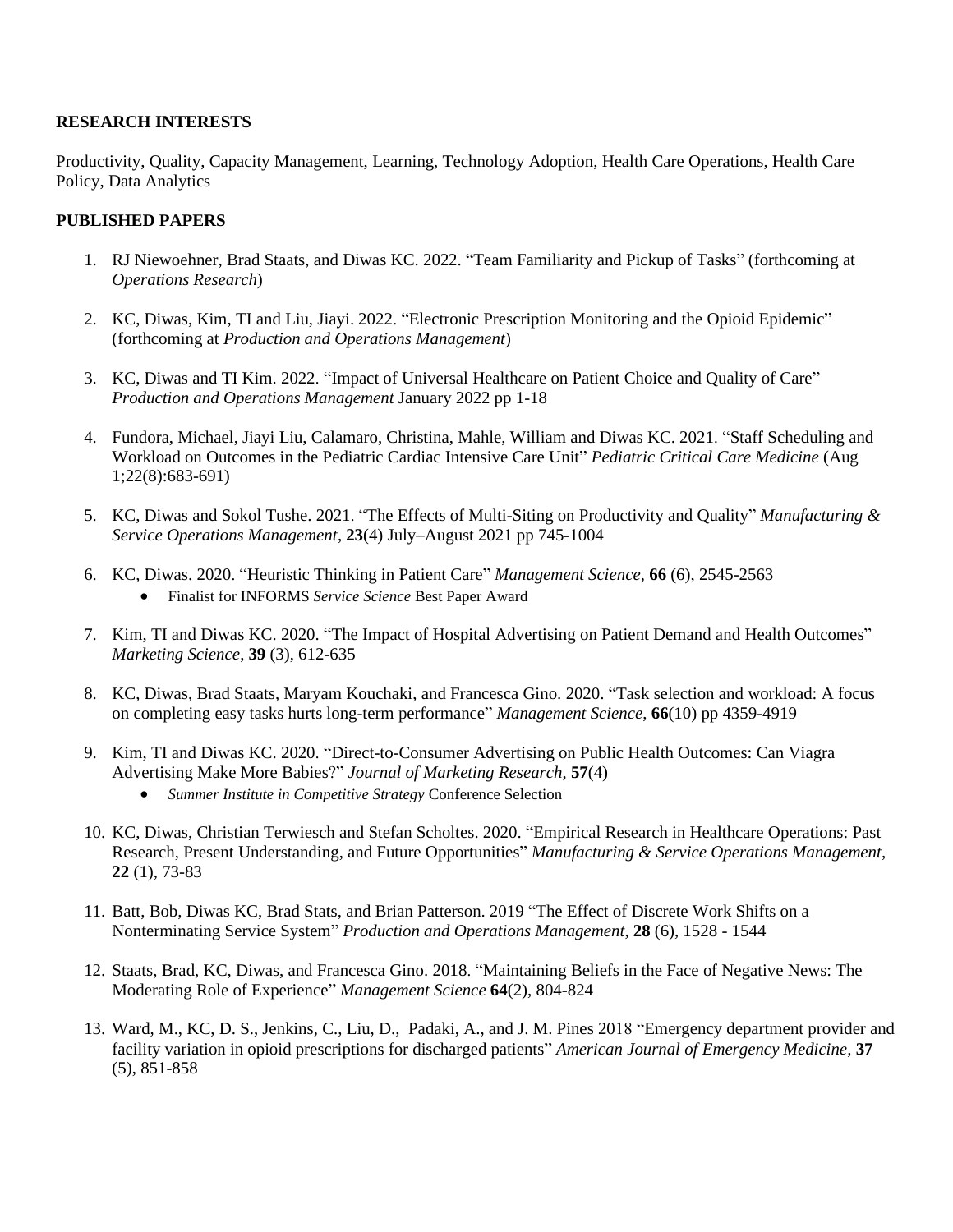**RESEARCH INTERESTS**

Productivity, Quality, Capacity Management, Learning, Technology Adoption, Health Care Operations, Health Care Policy, Data Analytics

**PUBLISHED PAPERS**

1. RJ Niewoehner, Brad Staats, and Diwas KC. 2022. "Team Familiarity and Pickup of Tasks" (forthcoming at *Operations Research*)

2. KC, Diwas, Kim, TI and Liu, Jiayi. 2022. "Electronic Prescription Monitoring and the Opioid Epidemic" (forthcoming at *Production and Operations Management*)

3. KC, Diwas and TI Kim. 2022. "Impact of Universal Healthcare on Patient Choice and Quality of Care" *Production and Operations Management* January 2022 pp 1-18

4. Fundora, Michael, Jiayi Liu, Calamaro, Christina, Mahle, William and Diwas KC. 2021. "Staff Scheduling and Workload on Outcomes in the Pediatric Cardiac Intensive Care Unit" *Pediatric Critical Care Medicine* (Aug 1;22(8):683-691)

5. KC, Diwas and Sokol Tushe. 2021. "The Effects of Multi-Siting on Productivity and Quality" *Manufacturing & Service Operations Management*, **23**(4) July–August 2021 pp 745-1004

6. KC, Diwas. 2020. "Heuristic Thinking in Patient Care" *Management Science*, **66** (6), 2545-2563
   - Finalist for INFORMS *Service Science* Best Paper Award

7. Kim, TI and Diwas KC. 2020. "The Impact of Hospital Advertising on Patient Demand and Health Outcomes" *Marketing Science*, **39** (3), 612-635

8. KC, Diwas, Brad Staats, Maryam Kouchaki, and Francesca Gino. 2020. "Task selection and workload: A focus on completing easy tasks hurts long-term performance" *Management Science*, **66**(10) pp 4359-4919

9. Kim, TI and Diwas KC. 2020. "Direct-to-Consumer Advertising on Public Health Outcomes: Can Viagra Advertising Make More Babies?" *Journal of Marketing Research*, **57**(4)
   - *Summer Institute in Competitive Strategy* Conference Selection

10. KC, Diwas, Christian Terwiesch and Stefan Scholtes. 2020. "Empirical Research in Healthcare Operations: Past Research, Present Understanding, and Future Opportunities" *Manufacturing & Service Operations Management*, **22** (1), 73-83

11. Batt, Bob, Diwas KC, Brad Stats, and Brian Patterson. 2019 "The Effect of Discrete Work Shifts on a Nonterminating Service System" *Production and Operations Management*, **28** (6), 1528 - 1544

12. Staats, Brad, KC, Diwas, and Francesca Gino. 2018. "Maintaining Beliefs in the Face of Negative News: The Moderating Role of Experience" *Management Science* **64**(2), 804-824

13. Ward, M., KC, D. S., Jenkins, C., Liu, D., Padaki, A., and J. M. Pines 2018 "Emergency department provider and facility variation in opioid prescriptions for discharged patients" *American Journal of Emergency Medicine*, **37** (5), 851-858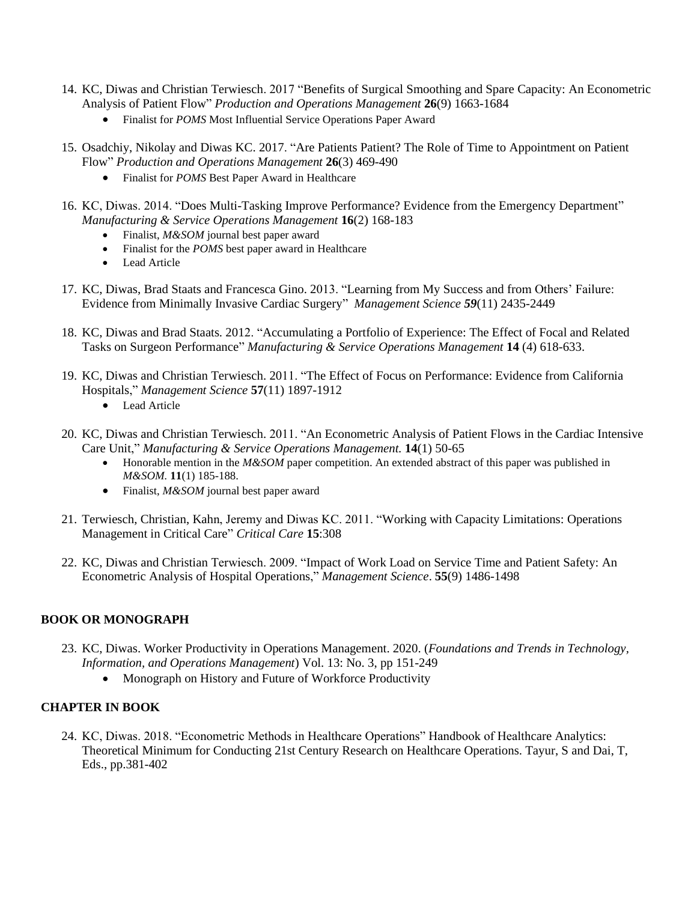14. KC, Diwas and Christian Terwiesch. 2017 "Benefits of Surgical Smoothing and Spare Capacity: An Econometric Analysis of Patient Flow" *Production and Operations Management* **26**(9) 1663-1684
    - Finalist for *POMS* Most Influential Service Operations Paper Award

15. Osadchiy, Nikolay and Diwas KC. 2017. "Are Patients Patient? The Role of Time to Appointment on Patient Flow" *Production and Operations Management* **26**(3) 469-490
    - Finalist for *POMS* Best Paper Award in Healthcare

16. KC, Diwas. 2014. "Does Multi-Tasking Improve Performance? Evidence from the Emergency Department" *Manufacturing & Service Operations Management* **16**(2) 168-183
    - Finalist, *M&SOM* journal best paper award
    - Finalist for the *POMS* best paper award in Healthcare
    - Lead Article

17. KC, Diwas, Brad Staats and Francesca Gino. 2013. "Learning from My Success and from Others' Failure: Evidence from Minimally Invasive Cardiac Surgery" *Management Science **59***(11) 2435-2449

18. KC, Diwas and Brad Staats. 2012. "Accumulating a Portfolio of Experience: The Effect of Focal and Related Tasks on Surgeon Performance" *Manufacturing & Service Operations Management* **14** (4) 618-633.

19. KC, Diwas and Christian Terwiesch. 2011. "The Effect of Focus on Performance: Evidence from California Hospitals," *Management Science* **57**(11) 1897-1912
    - Lead Article

20. KC, Diwas and Christian Terwiesch. 2011. "An Econometric Analysis of Patient Flows in the Cardiac Intensive Care Unit," *Manufacturing & Service Operations Management.* **14**(1) 50-65
    - Honorable mention in the *M&SOM* paper competition. An extended abstract of this paper was published in *M&SOM.* **11**(1) 185-188.
    - Finalist, *M&SOM* journal best paper award

21. Terwiesch, Christian, Kahn, Jeremy and Diwas KC. 2011. "Working with Capacity Limitations: Operations Management in Critical Care" *Critical Care* **15**:308

22. KC, Diwas and Christian Terwiesch. 2009. "Impact of Work Load on Service Time and Patient Safety: An Econometric Analysis of Hospital Operations," *Management Science*. **55**(9) 1486-1498

**BOOK OR MONOGRAPH**

23. KC, Diwas. Worker Productivity in Operations Management. 2020. (*Foundations and Trends in Technology, Information, and Operations Management*) Vol. 13: No. 3, pp 151-249
    - Monograph on History and Future of Workforce Productivity

**CHAPTER IN BOOK**

24. KC, Diwas. 2018. "Econometric Methods in Healthcare Operations" Handbook of Healthcare Analytics: Theoretical Minimum for Conducting 21st Century Research on Healthcare Operations. Tayur, S and Dai, T, Eds., pp.381-402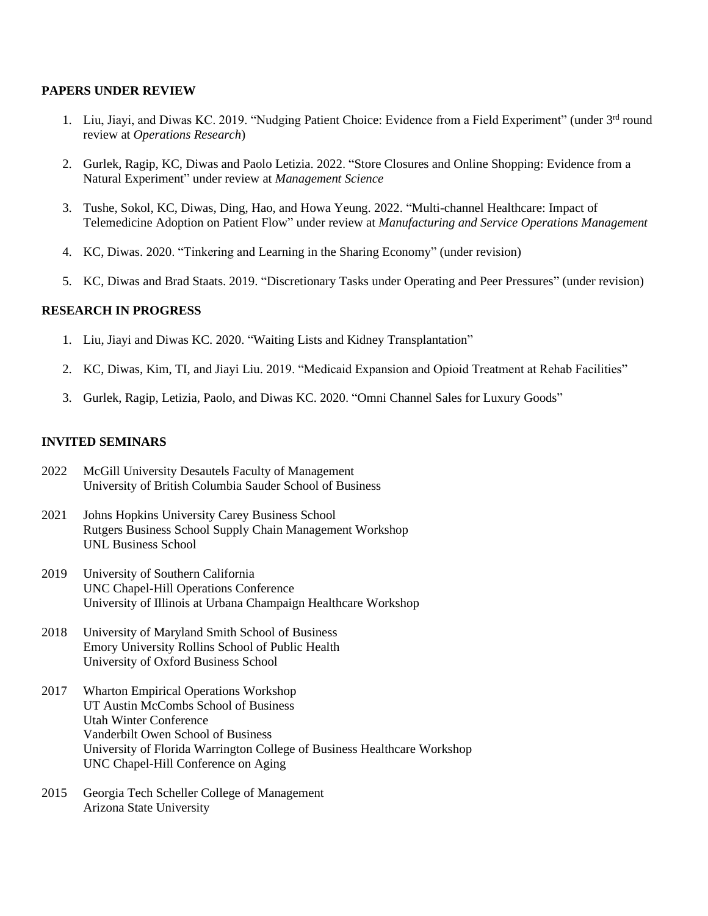**PAPERS UNDER REVIEW**

1. Liu, Jiayi, and Diwas KC. 2019. "Nudging Patient Choice: Evidence from a Field Experiment" (under 3rd round review at *Operations Research*)

2. Gurlek, Ragip, KC, Diwas and Paolo Letizia. 2022. "Store Closures and Online Shopping: Evidence from a Natural Experiment" under review at *Management Science*

3. Tushe, Sokol, KC, Diwas, Ding, Hao, and Howa Yeung. 2022. "Multi-channel Healthcare: Impact of Telemedicine Adoption on Patient Flow" under review at *Manufacturing and Service Operations Management*

4. KC, Diwas. 2020. "Tinkering and Learning in the Sharing Economy" (under revision)

5. KC, Diwas and Brad Staats. 2019. "Discretionary Tasks under Operating and Peer Pressures" (under revision)

**RESEARCH IN PROGRESS**

1. Liu, Jiayi and Diwas KC. 2020. "Waiting Lists and Kidney Transplantation"

2. KC, Diwas, Kim, TI, and Jiayi Liu. 2019. "Medicaid Expansion and Opioid Treatment at Rehab Facilities"

3. Gurlek, Ragip, Letizia, Paolo, and Diwas KC. 2020. "Omni Channel Sales for Luxury Goods"

**INVITED SEMINARS**

2022 McGill University Desautels Faculty of Management
University of British Columbia Sauder School of Business

2021 Johns Hopkins University Carey Business School
Rutgers Business School Supply Chain Management Workshop
UNL Business School

2019 University of Southern California
UNC Chapel-Hill Operations Conference
University of Illinois at Urbana Champaign Healthcare Workshop

2018 University of Maryland Smith School of Business
Emory University Rollins School of Public Health
University of Oxford Business School

2017 Wharton Empirical Operations Workshop
UT Austin McCombs School of Business
Utah Winter Conference
Vanderbilt Owen School of Business
University of Florida Warrington College of Business Healthcare Workshop
UNC Chapel-Hill Conference on Aging

2015 Georgia Tech Scheller College of Management
Arizona State University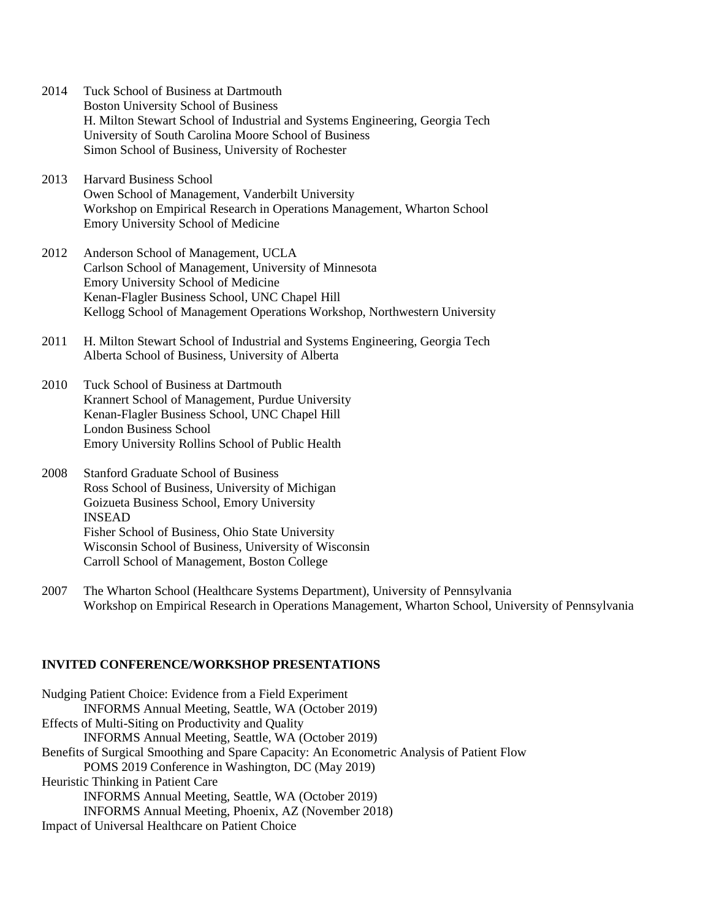2014 Tuck School of Business at Dartmouth
Boston University School of Business
H. Milton Stewart School of Industrial and Systems Engineering, Georgia Tech
University of South Carolina Moore School of Business
Simon School of Business, University of Rochester

2013 Harvard Business School
Owen School of Management, Vanderbilt University
Workshop on Empirical Research in Operations Management, Wharton School
Emory University School of Medicine

2012 Anderson School of Management, UCLA
Carlson School of Management, University of Minnesota
Emory University School of Medicine
Kenan-Flagler Business School, UNC Chapel Hill
Kellogg School of Management Operations Workshop, Northwestern University

2011 H. Milton Stewart School of Industrial and Systems Engineering, Georgia Tech
Alberta School of Business, University of Alberta

2010 Tuck School of Business at Dartmouth
Krannert School of Management, Purdue University
Kenan-Flagler Business School, UNC Chapel Hill
London Business School
Emory University Rollins School of Public Health

2008 Stanford Graduate School of Business
Ross School of Business, University of Michigan
Goizueta Business School, Emory University
INSEAD
Fisher School of Business, Ohio State University
Wisconsin School of Business, University of Wisconsin
Carroll School of Management, Boston College

2007 The Wharton School (Healthcare Systems Department), University of Pennsylvania
Workshop on Empirical Research in Operations Management, Wharton School, University of Pennsylvania

**INVITED CONFERENCE/WORKSHOP PRESENTATIONS**

Nudging Patient Choice: Evidence from a Field Experiment
INFORMS Annual Meeting, Seattle, WA (October 2019)
Effects of Multi-Siting on Productivity and Quality
INFORMS Annual Meeting, Seattle, WA (October 2019)
Benefits of Surgical Smoothing and Spare Capacity: An Econometric Analysis of Patient Flow
POMS 2019 Conference in Washington, DC (May 2019)
Heuristic Thinking in Patient Care
INFORMS Annual Meeting, Seattle, WA (October 2019)
INFORMS Annual Meeting, Phoenix, AZ (November 2018)
Impact of Universal Healthcare on Patient Choice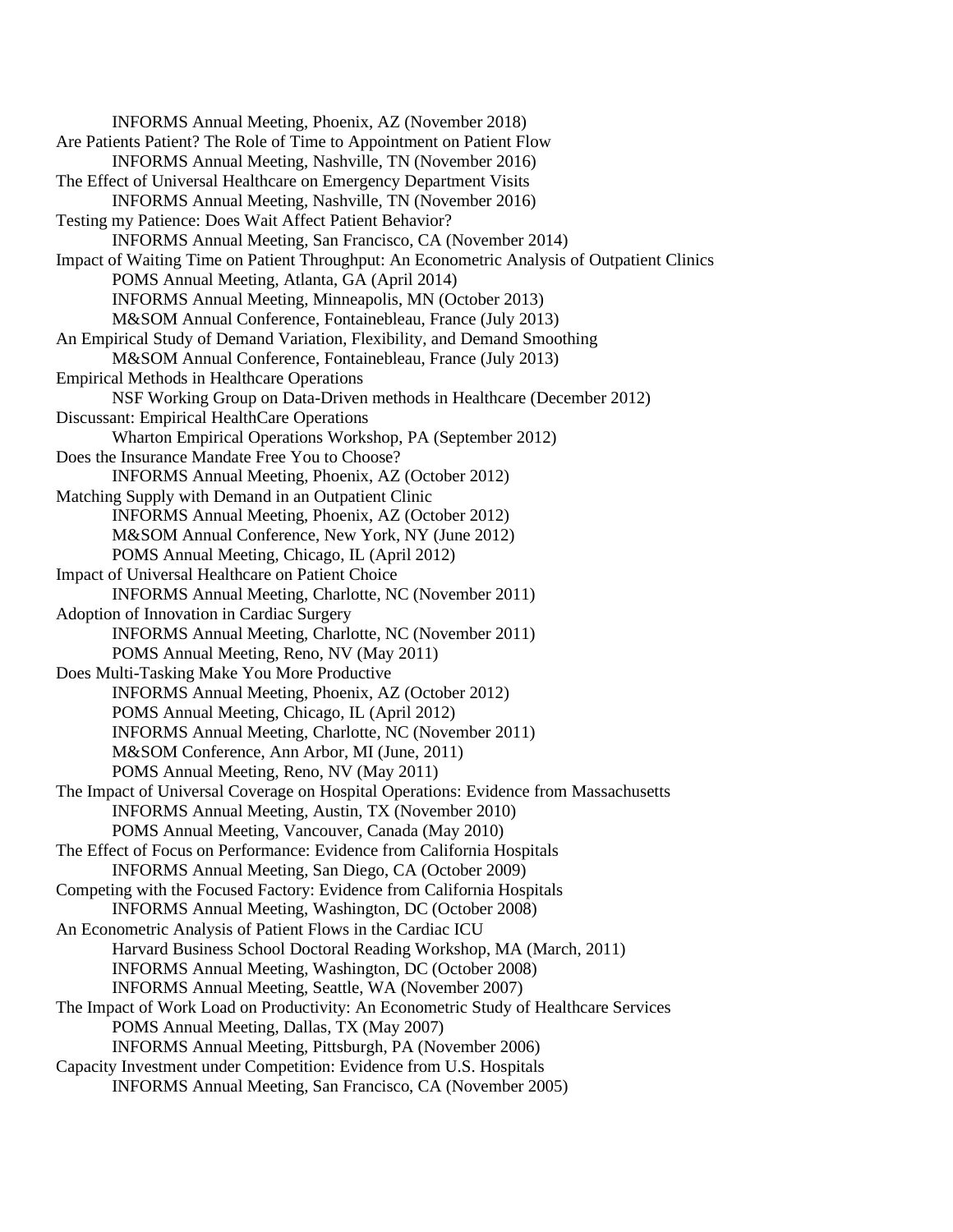INFORMS Annual Meeting, Phoenix, AZ (November 2018)

Are Patients Patient? The Role of Time to Appointment on Patient Flow
INFORMS Annual Meeting, Nashville, TN (November 2016)

The Effect of Universal Healthcare on Emergency Department Visits
INFORMS Annual Meeting, Nashville, TN (November 2016)

Testing my Patience: Does Wait Affect Patient Behavior?
INFORMS Annual Meeting, San Francisco, CA (November 2014)

Impact of Waiting Time on Patient Throughput: An Econometric Analysis of Outpatient Clinics
POMS Annual Meeting, Atlanta, GA (April 2014)
INFORMS Annual Meeting, Minneapolis, MN (October 2013)
M&SOM Annual Conference, Fontainebleau, France (July 2013)

An Empirical Study of Demand Variation, Flexibility, and Demand Smoothing
M&SOM Annual Conference, Fontainebleau, France (July 2013)

Empirical Methods in Healthcare Operations
NSF Working Group on Data-Driven methods in Healthcare (December 2012)

Discussant: Empirical HealthCare Operations
Wharton Empirical Operations Workshop, PA (September 2012)

Does the Insurance Mandate Free You to Choose?
INFORMS Annual Meeting, Phoenix, AZ (October 2012)

Matching Supply with Demand in an Outpatient Clinic
INFORMS Annual Meeting, Phoenix, AZ (October 2012)
M&SOM Annual Conference, New York, NY (June 2012)
POMS Annual Meeting, Chicago, IL (April 2012)

Impact of Universal Healthcare on Patient Choice
INFORMS Annual Meeting, Charlotte, NC (November 2011)

Adoption of Innovation in Cardiac Surgery
INFORMS Annual Meeting, Charlotte, NC (November 2011)
POMS Annual Meeting, Reno, NV (May 2011)

Does Multi-Tasking Make You More Productive
INFORMS Annual Meeting, Phoenix, AZ (October 2012)
POMS Annual Meeting, Chicago, IL (April 2012)
INFORMS Annual Meeting, Charlotte, NC (November 2011)
M&SOM Conference, Ann Arbor, MI (June, 2011)
POMS Annual Meeting, Reno, NV (May 2011)

The Impact of Universal Coverage on Hospital Operations: Evidence from Massachusetts
INFORMS Annual Meeting, Austin, TX (November 2010)
POMS Annual Meeting, Vancouver, Canada (May 2010)

The Effect of Focus on Performance: Evidence from California Hospitals
INFORMS Annual Meeting, San Diego, CA (October 2009)

Competing with the Focused Factory: Evidence from California Hospitals
INFORMS Annual Meeting, Washington, DC (October 2008)

An Econometric Analysis of Patient Flows in the Cardiac ICU
Harvard Business School Doctoral Reading Workshop, MA (March, 2011)
INFORMS Annual Meeting, Washington, DC (October 2008)
INFORMS Annual Meeting, Seattle, WA (November 2007)

The Impact of Work Load on Productivity: An Econometric Study of Healthcare Services
POMS Annual Meeting, Dallas, TX (May 2007)
INFORMS Annual Meeting, Pittsburgh, PA (November 2006)

Capacity Investment under Competition: Evidence from U.S. Hospitals
INFORMS Annual Meeting, San Francisco, CA (November 2005)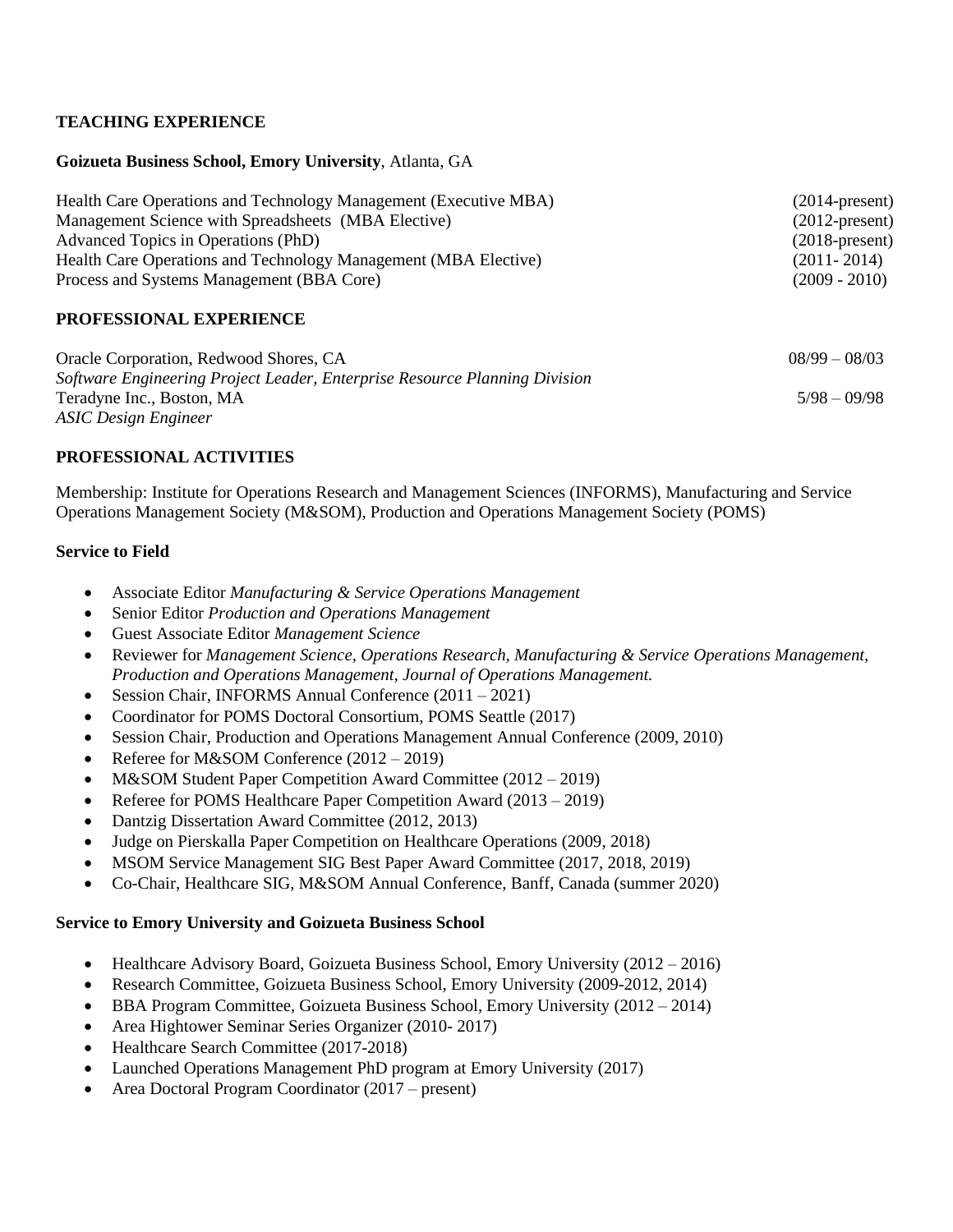## TEACHING EXPERIENCE

**Goizueta Business School, Emory University**, Atlanta, GA

| | |
|---|---|
| Health Care Operations and Technology Management (Executive MBA) | (2014-present) |
| Management Science with Spreadsheets (MBA Elective) | (2012-present) |
| Advanced Topics in Operations (PhD) | (2018-present) |
| Health Care Operations and Technology Management (MBA Elective) | (2011- 2014) |
| Process and Systems Management (BBA Core) | (2009 - 2010) |

## PROFESSIONAL EXPERIENCE

Oracle Corporation, Redwood Shores, CA — 08/99 – 08/03
*Software Engineering Project Leader, Enterprise Resource Planning Division*

Teradyne Inc., Boston, MA — 5/98 – 09/98
*ASIC Design Engineer*

## PROFESSIONAL ACTIVITIES

Membership: Institute for Operations Research and Management Sciences (INFORMS), Manufacturing and Service Operations Management Society (M&SOM), Production and Operations Management Society (POMS)

### Service to Field

- Associate Editor *Manufacturing & Service Operations Management*
- Senior Editor *Production and Operations Management*
- Guest Associate Editor *Management Science*
- Reviewer for *Management Science, Operations Research, Manufacturing & Service Operations Management, Production and Operations Management, Journal of Operations Management.*
- Session Chair, INFORMS Annual Conference (2011 – 2021)
- Coordinator for POMS Doctoral Consortium, POMS Seattle (2017)
- Session Chair, Production and Operations Management Annual Conference (2009, 2010)
- Referee for M&SOM Conference (2012 – 2019)
- M&SOM Student Paper Competition Award Committee (2012 – 2019)
- Referee for POMS Healthcare Paper Competition Award (2013 – 2019)
- Dantzig Dissertation Award Committee (2012, 2013)
- Judge on Pierskalla Paper Competition on Healthcare Operations (2009, 2018)
- MSOM Service Management SIG Best Paper Award Committee (2017, 2018, 2019)
- Co-Chair, Healthcare SIG, M&SOM Annual Conference, Banff, Canada (summer 2020)

### Service to Emory University and Goizueta Business School

- Healthcare Advisory Board, Goizueta Business School, Emory University (2012 – 2016)
- Research Committee, Goizueta Business School, Emory University (2009-2012, 2014)
- BBA Program Committee, Goizueta Business School, Emory University (2012 – 2014)
- Area Hightower Seminar Series Organizer (2010- 2017)
- Healthcare Search Committee (2017-2018)
- Launched Operations Management PhD program at Emory University (2017)
- Area Doctoral Program Coordinator (2017 – present)